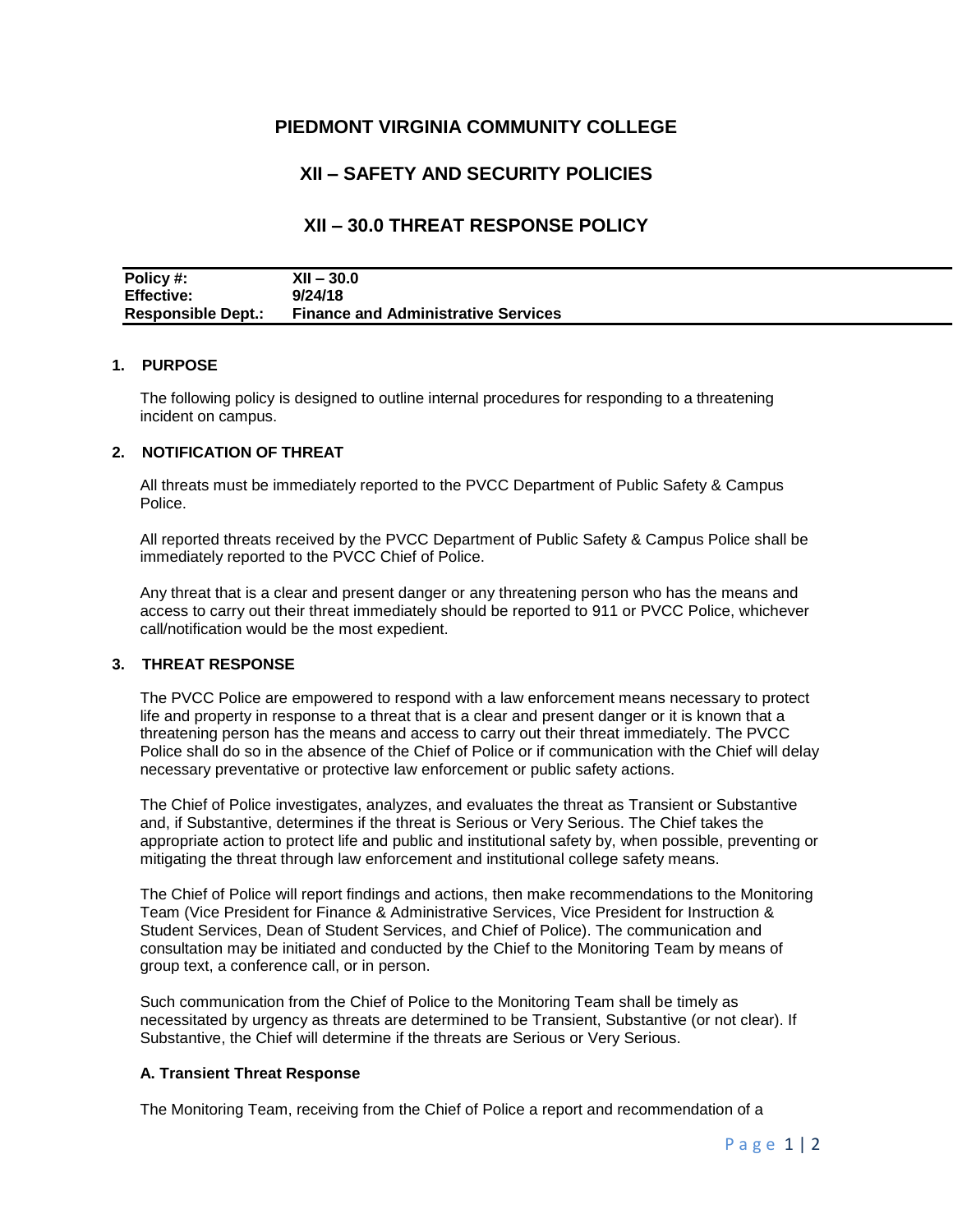# PIEDMONT VIRGINIA COMMUNITY COLLEGE

## XII – SAFETY AND SECURITY POLICIES

## XII – 30.0 THREAT RESPONSE POLICY

| | |
|---|---|
| **Policy #:** | **XII – 30.0** |
| **Effective:** | **9/24/18** |
| **Responsible Dept.:** | **Finance and Administrative Services** |

### 1. PURPOSE

The following policy is designed to outline internal procedures for responding to a threatening incident on campus.

### 2. NOTIFICATION OF THREAT

All threats must be immediately reported to the PVCC Department of Public Safety & Campus Police.

All reported threats received by the PVCC Department of Public Safety & Campus Police shall be immediately reported to the PVCC Chief of Police.

Any threat that is a clear and present danger or any threatening person who has the means and access to carry out their threat immediately should be reported to 911 or PVCC Police, whichever call/notification would be the most expedient.

### 3. THREAT RESPONSE

The PVCC Police are empowered to respond with a law enforcement means necessary to protect life and property in response to a threat that is a clear and present danger or it is known that a threatening person has the means and access to carry out their threat immediately. The PVCC Police shall do so in the absence of the Chief of Police or if communication with the Chief will delay necessary preventative or protective law enforcement or public safety actions.

The Chief of Police investigates, analyzes, and evaluates the threat as Transient or Substantive and, if Substantive, determines if the threat is Serious or Very Serious. The Chief takes the appropriate action to protect life and public and institutional safety by, when possible, preventing or mitigating the threat through law enforcement and institutional college safety means.

The Chief of Police will report findings and actions, then make recommendations to the Monitoring Team (Vice President for Finance & Administrative Services, Vice President for Instruction & Student Services, Dean of Student Services, and Chief of Police). The communication and consultation may be initiated and conducted by the Chief to the Monitoring Team by means of group text, a conference call, or in person.

Such communication from the Chief of Police to the Monitoring Team shall be timely as necessitated by urgency as threats are determined to be Transient, Substantive (or not clear). If Substantive, the Chief will determine if the threats are Serious or Very Serious.

#### A. Transient Threat Response

The Monitoring Team, receiving from the Chief of Police a report and recommendation of a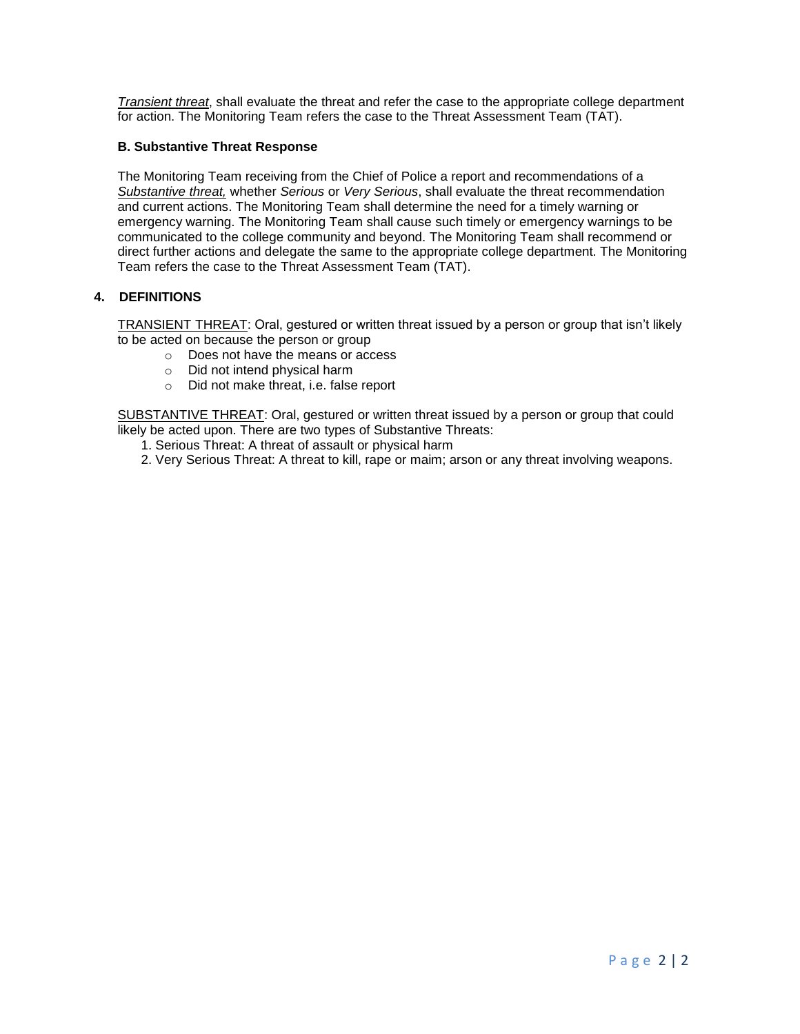*Transient threat*, shall evaluate the threat and refer the case to the appropriate college department for action. The Monitoring Team refers the case to the Threat Assessment Team (TAT).

**B. Substantive Threat Response**

The Monitoring Team receiving from the Chief of Police a report and recommendations of a *Substantive threat,* whether *Serious* or *Very Serious*, shall evaluate the threat recommendation and current actions. The Monitoring Team shall determine the need for a timely warning or emergency warning. The Monitoring Team shall cause such timely or emergency warnings to be communicated to the college community and beyond. The Monitoring Team shall recommend or direct further actions and delegate the same to the appropriate college department. The Monitoring Team refers the case to the Threat Assessment Team (TAT).

**4. DEFINITIONS**

TRANSIENT THREAT: Oral, gestured or written threat issued by a person or group that isn't likely to be acted on because the person or group

- Does not have the means or access
- Did not intend physical harm
- Did not make threat, i.e. false report

SUBSTANTIVE THREAT: Oral, gestured or written threat issued by a person or group that could likely be acted upon. There are two types of Substantive Threats:

1. Serious Threat: A threat of assault or physical harm
2. Very Serious Threat: A threat to kill, rape or maim; arson or any threat involving weapons.